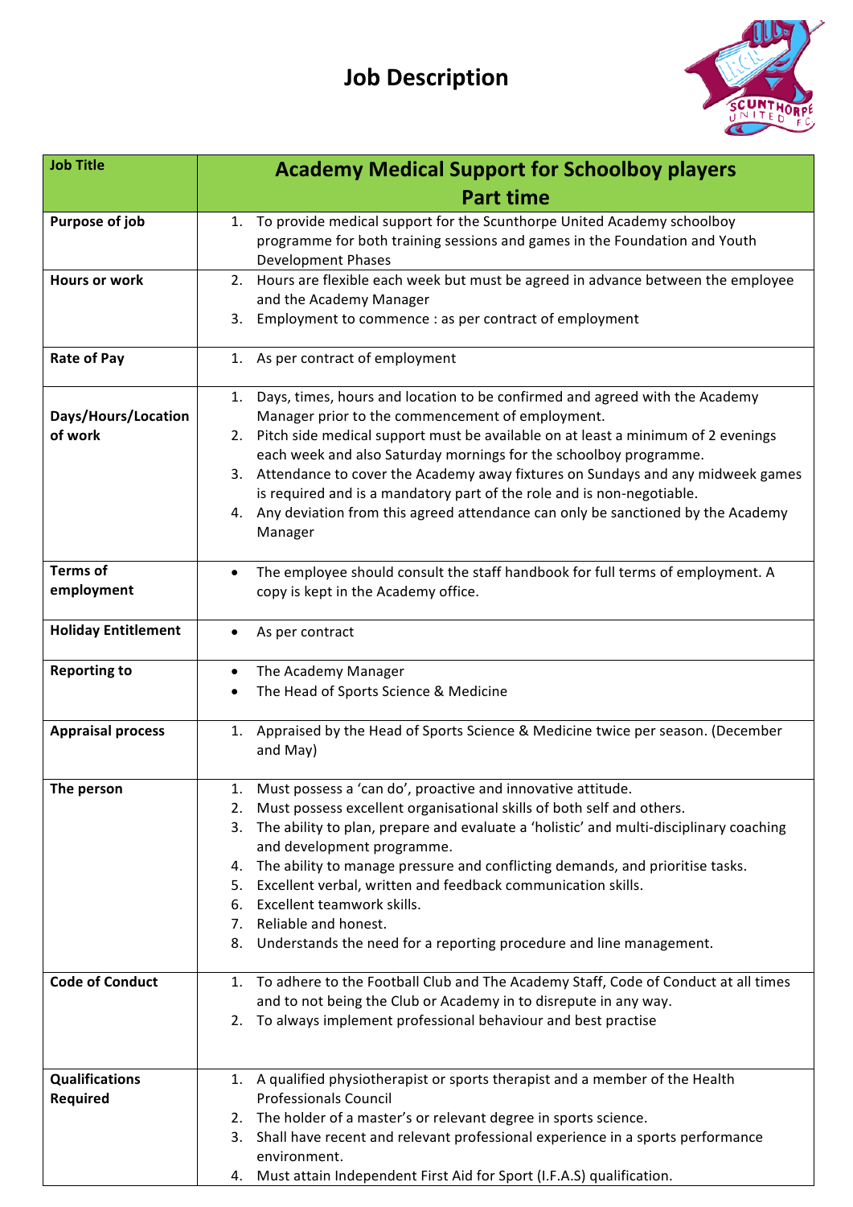# Job Description

| Job Title | Academy Medical Support for Schoolboy players<br>Part time |
|---|---|
| Purpose of job | 1. To provide medical support for the Scunthorpe United Academy schoolboy programme for both training sessions and games in the Foundation and Youth Development Phases |
| Hours or work | 2. Hours are flexible each week but must be agreed in advance between the employee and the Academy Manager<br>3. Employment to commence : as per contract of employment |
| Rate of Pay | 1. As per contract of employment |
| Days/Hours/Location of work | 1. Days, times, hours and location to be confirmed and agreed with the Academy Manager prior to the commencement of employment.<br>2. Pitch side medical support must be available on at least a minimum of 2 evenings each week and also Saturday mornings for the schoolboy programme.<br>3. Attendance to cover the Academy away fixtures on Sundays and any midweek games is required and is a mandatory part of the role and is non-negotiable.<br>4. Any deviation from this agreed attendance can only be sanctioned by the Academy Manager |
| Terms of employment | • The employee should consult the staff handbook for full terms of employment. A copy is kept in the Academy office. |
| Holiday Entitlement | • As per contract |
| Reporting to | • The Academy Manager<br>• The Head of Sports Science & Medicine |
| Appraisal process | 1. Appraised by the Head of Sports Science & Medicine twice per season. (December and May) |
| The person | 1. Must possess a 'can do', proactive and innovative attitude.<br>2. Must possess excellent organisational skills of both self and others.<br>3. The ability to plan, prepare and evaluate a 'holistic' and multi-disciplinary coaching and development programme.<br>4. The ability to manage pressure and conflicting demands, and prioritise tasks.<br>5. Excellent verbal, written and feedback communication skills.<br>6. Excellent teamwork skills.<br>7. Reliable and honest.<br>8. Understands the need for a reporting procedure and line management. |
| Code of Conduct | 1. To adhere to the Football Club and The Academy Staff, Code of Conduct at all times and to not being the Club or Academy in to disrepute in any way.<br>2. To always implement professional behaviour and best practise |
| Qualifications Required | 1. A qualified physiotherapist or sports therapist and a member of the Health Professionals Council<br>2. The holder of a master's or relevant degree in sports science.<br>3. Shall have recent and relevant professional experience in a sports performance environment.<br>4. Must attain Independent First Aid for Sport (I.F.A.S) qualification. |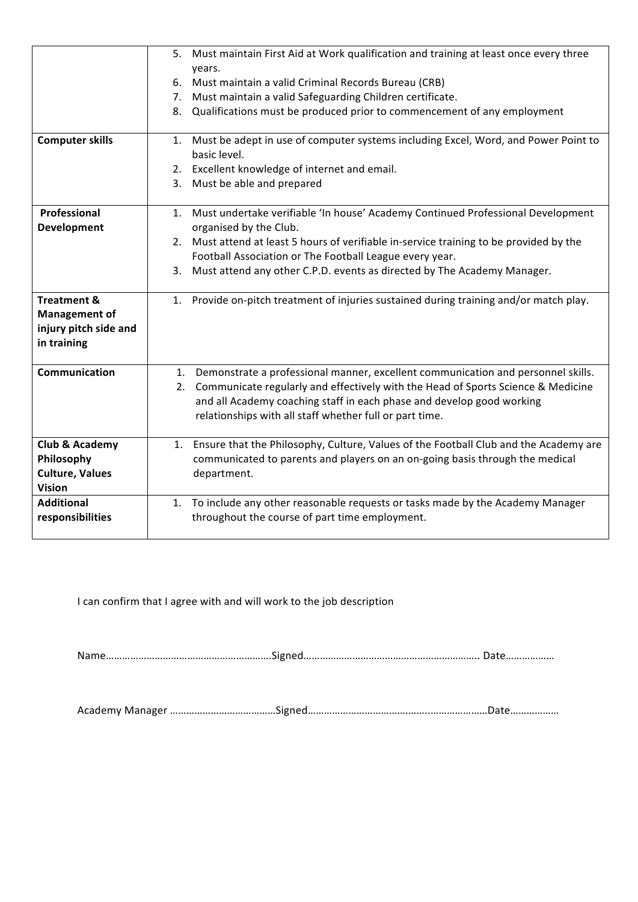| | |
|---|---|
| | 5. Must maintain First Aid at Work qualification and training at least once every three years.<br>6. Must maintain a valid Criminal Records Bureau (CRB)<br>7. Must maintain a valid Safeguarding Children certificate.<br>8. Qualifications must be produced prior to commencement of any employment |
| **Computer skills** | 1. Must be adept in use of computer systems including Excel, Word, and Power Point to basic level.<br>2. Excellent knowledge of internet and email.<br>3. Must be able and prepared |
| **Professional Development** | 1. Must undertake verifiable 'In house' Academy Continued Professional Development organised by the Club.<br>2. Must attend at least 5 hours of verifiable in-service training to be provided by the Football Association or The Football League every year.<br>3. Must attend any other C.P.D. events as directed by The Academy Manager. |
| **Treatment & Management of injury pitch side and in training** | 1. Provide on-pitch treatment of injuries sustained during training and/or match play. |
| **Communication** | 1. Demonstrate a professional manner, excellent communication and personnel skills.<br>2. Communicate regularly and effectively with the Head of Sports Science & Medicine and all Academy coaching staff in each phase and develop good working relationships with all staff whether full or part time. |
| **Club & Academy Philosophy Culture, Values Vision** | 1. Ensure that the Philosophy, Culture, Values of the Football Club and the Academy are communicated to parents and players on an on-going basis through the medical department. |
| **Additional responsibilities** | 1. To include any other reasonable requests or tasks made by the Academy Manager throughout the course of part time employment. |

I can confirm that I agree with and will work to the job description

Name……………………………………………………Signed……………………………………………………….. Date………………

Academy Manager …………………………………Signed………………………………….………………………Date………………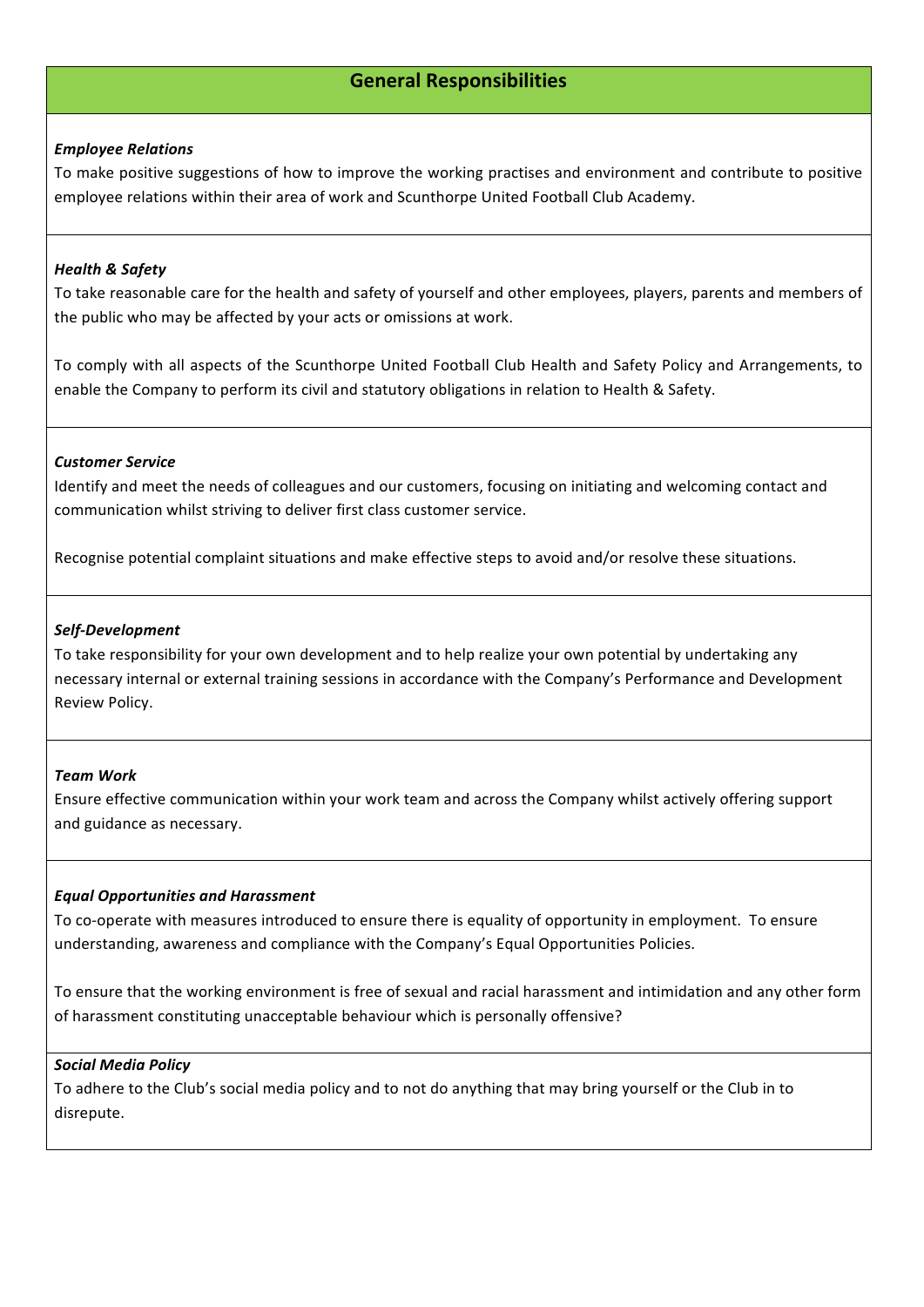## General Responsibilities

***Employee Relations***

To make positive suggestions of how to improve the working practises and environment and contribute to positive employee relations within their area of work and Scunthorpe United Football Club Academy.

***Health & Safety***

To take reasonable care for the health and safety of yourself and other employees, players, parents and members of the public who may be affected by your acts or omissions at work.

To comply with all aspects of the Scunthorpe United Football Club Health and Safety Policy and Arrangements, to enable the Company to perform its civil and statutory obligations in relation to Health & Safety.

***Customer Service***

Identify and meet the needs of colleagues and our customers, focusing on initiating and welcoming contact and communication whilst striving to deliver first class customer service.

Recognise potential complaint situations and make effective steps to avoid and/or resolve these situations.

***Self-Development***

To take responsibility for your own development and to help realize your own potential by undertaking any necessary internal or external training sessions in accordance with the Company's Performance and Development Review Policy.

***Team Work***

Ensure effective communication within your work team and across the Company whilst actively offering support and guidance as necessary.

***Equal Opportunities and Harassment***

To co-operate with measures introduced to ensure there is equality of opportunity in employment. To ensure understanding, awareness and compliance with the Company's Equal Opportunities Policies.

To ensure that the working environment is free of sexual and racial harassment and intimidation and any other form of harassment constituting unacceptable behaviour which is personally offensive?

***Social Media Policy***

To adhere to the Club's social media policy and to not do anything that may bring yourself or the Club in to disrepute.